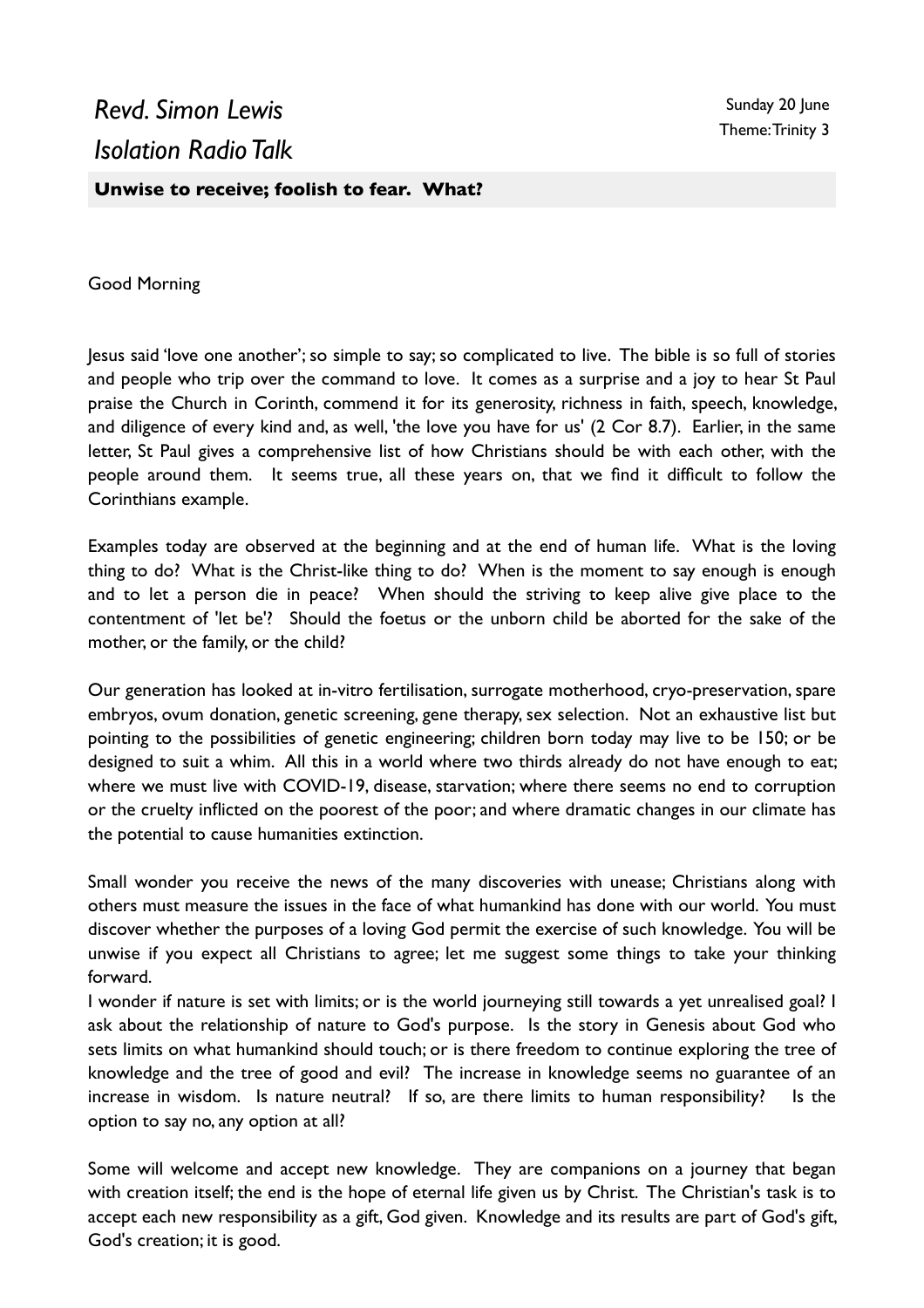# *Revd. Simon Lewis*

# *Isolation Radio Talk*

Sunday 20 June
Theme: Trinity 3

**Unwise to receive; foolish to fear. What?**

Good Morning

Jesus said 'love one another'; so simple to say; so complicated to live. The bible is so full of stories and people who trip over the command to love. It comes as a surprise and a joy to hear St Paul praise the Church in Corinth, commend it for its generosity, richness in faith, speech, knowledge, and diligence of every kind and, as well, 'the love you have for us' (2 Cor 8.7). Earlier, in the same letter, St Paul gives a comprehensive list of how Christians should be with each other, with the people around them. It seems true, all these years on, that we find it difficult to follow the Corinthians example.

Examples today are observed at the beginning and at the end of human life. What is the loving thing to do? What is the Christ-like thing to do? When is the moment to say enough is enough and to let a person die in peace? When should the striving to keep alive give place to the contentment of 'let be'? Should the foetus or the unborn child be aborted for the sake of the mother, or the family, or the child?

Our generation has looked at in-vitro fertilisation, surrogate motherhood, cryo-preservation, spare embryos, ovum donation, genetic screening, gene therapy, sex selection. Not an exhaustive list but pointing to the possibilities of genetic engineering; children born today may live to be 150; or be designed to suit a whim. All this in a world where two thirds already do not have enough to eat; where we must live with COVID-19, disease, starvation; where there seems no end to corruption or the cruelty inflicted on the poorest of the poor; and where dramatic changes in our climate has the potential to cause humanities extinction.

Small wonder you receive the news of the many discoveries with unease; Christians along with others must measure the issues in the face of what humankind has done with our world. You must discover whether the purposes of a loving God permit the exercise of such knowledge. You will be unwise if you expect all Christians to agree; let me suggest some things to take your thinking forward.

I wonder if nature is set with limits; or is the world journeying still towards a yet unrealised goal? I ask about the relationship of nature to God's purpose. Is the story in Genesis about God who sets limits on what humankind should touch; or is there freedom to continue exploring the tree of knowledge and the tree of good and evil? The increase in knowledge seems no guarantee of an increase in wisdom. Is nature neutral? If so, are there limits to human responsibility? Is the option to say no, any option at all?

Some will welcome and accept new knowledge. They are companions on a journey that began with creation itself; the end is the hope of eternal life given us by Christ. The Christian's task is to accept each new responsibility as a gift, God given. Knowledge and its results are part of God's gift, God's creation; it is good.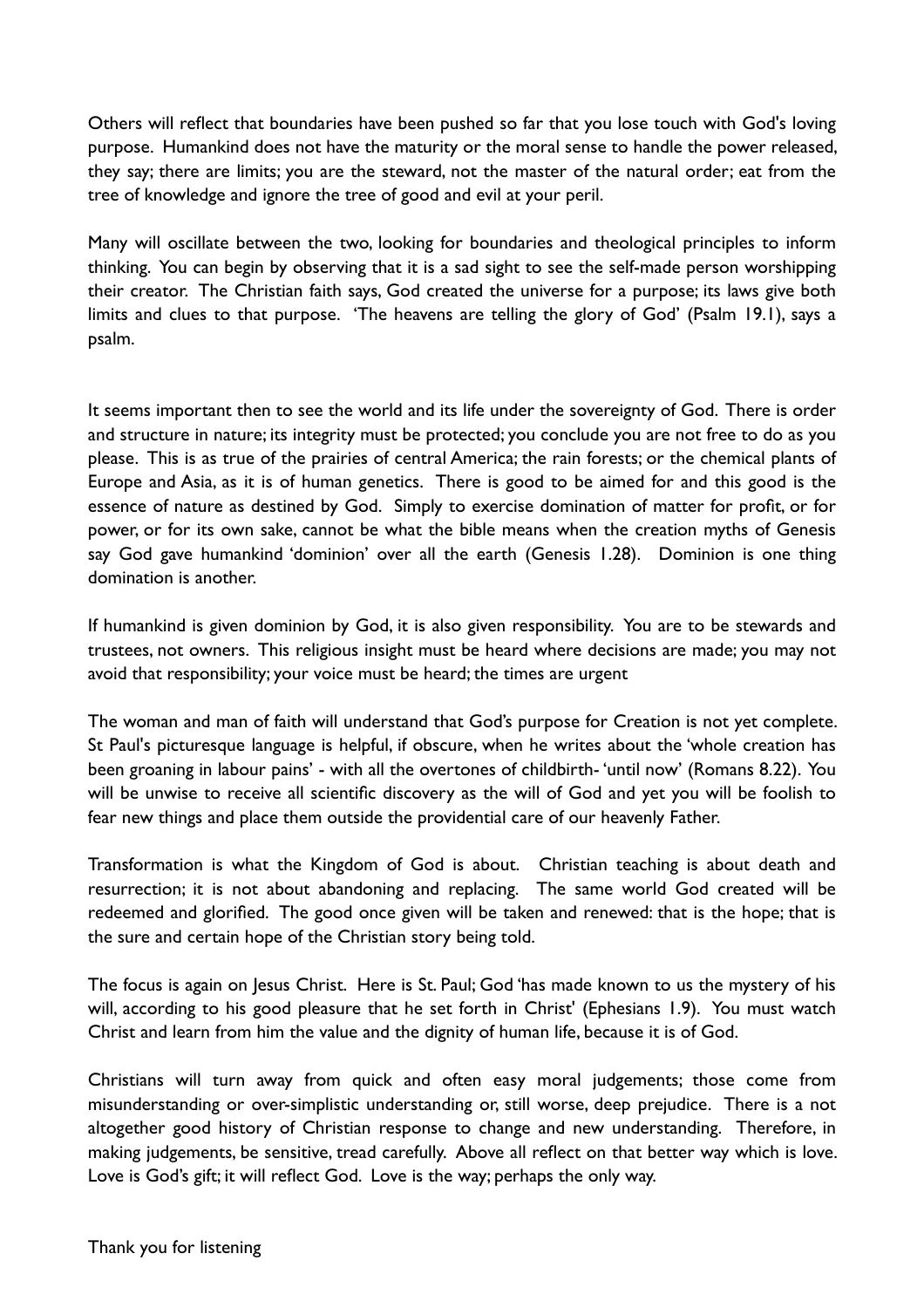Others will reflect that boundaries have been pushed so far that you lose touch with God's loving purpose. Humankind does not have the maturity or the moral sense to handle the power released, they say; there are limits; you are the steward, not the master of the natural order; eat from the tree of knowledge and ignore the tree of good and evil at your peril.

Many will oscillate between the two, looking for boundaries and theological principles to inform thinking. You can begin by observing that it is a sad sight to see the self-made person worshipping their creator. The Christian faith says, God created the universe for a purpose; its laws give both limits and clues to that purpose. 'The heavens are telling the glory of God' (Psalm 19.1), says a psalm.

It seems important then to see the world and its life under the sovereignty of God. There is order and structure in nature; its integrity must be protected; you conclude you are not free to do as you please. This is as true of the prairies of central America; the rain forests; or the chemical plants of Europe and Asia, as it is of human genetics. There is good to be aimed for and this good is the essence of nature as destined by God. Simply to exercise domination of matter for profit, or for power, or for its own sake, cannot be what the bible means when the creation myths of Genesis say God gave humankind 'dominion' over all the earth (Genesis 1.28). Dominion is one thing domination is another.

If humankind is given dominion by God, it is also given responsibility. You are to be stewards and trustees, not owners. This religious insight must be heard where decisions are made; you may not avoid that responsibility; your voice must be heard; the times are urgent

The woman and man of faith will understand that God's purpose for Creation is not yet complete. St Paul's picturesque language is helpful, if obscure, when he writes about the 'whole creation has been groaning in labour pains' - with all the overtones of childbirth- 'until now' (Romans 8.22). You will be unwise to receive all scientific discovery as the will of God and yet you will be foolish to fear new things and place them outside the providential care of our heavenly Father.

Transformation is what the Kingdom of God is about. Christian teaching is about death and resurrection; it is not about abandoning and replacing. The same world God created will be redeemed and glorified. The good once given will be taken and renewed: that is the hope; that is the sure and certain hope of the Christian story being told.

The focus is again on Jesus Christ. Here is St. Paul; God 'has made known to us the mystery of his will, according to his good pleasure that he set forth in Christ' (Ephesians 1.9). You must watch Christ and learn from him the value and the dignity of human life, because it is of God.

Christians will turn away from quick and often easy moral judgements; those come from misunderstanding or over-simplistic understanding or, still worse, deep prejudice. There is a not altogether good history of Christian response to change and new understanding. Therefore, in making judgements, be sensitive, tread carefully. Above all reflect on that better way which is love. Love is God's gift; it will reflect God. Love is the way; perhaps the only way.

Thank you for listening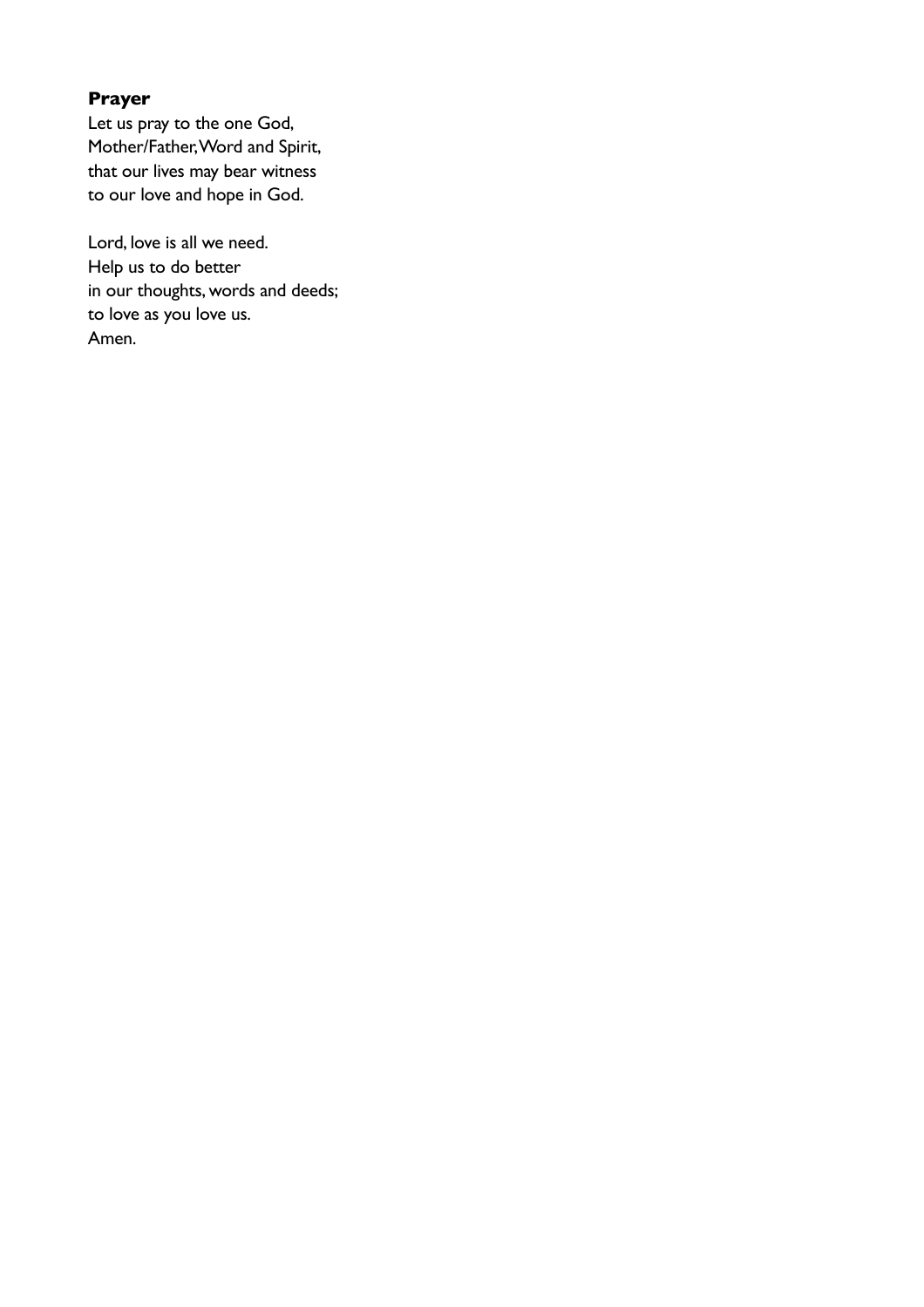**Prayer**

Let us pray to the one God,
Mother/Father, Word and Spirit,
that our lives may bear witness
to our love and hope in God.

Lord, love is all we need.
Help us to do better
in our thoughts, words and deeds;
to love as you love us.
Amen.